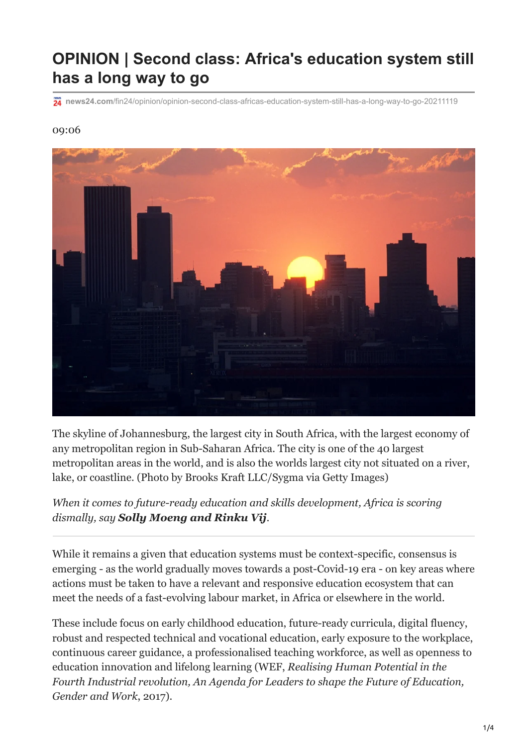# OPINION | Second class: Africa's education system still has a long way to go

news24.com/fin24/opinion/opinion-second-class-africas-education-system-still-has-a-long-way-to-go-20211119

09:06

The skyline of Johannesburg, the largest city in South Africa, with the largest economy of any metropolitan region in Sub-Saharan Africa. The city is one of the 40 largest metropolitan areas in the world, and is also the worlds largest city not situated on a river, lake, or coastline. (Photo by Brooks Kraft LLC/Sygma via Getty Images)

*When it comes to future-ready education and skills development, Africa is scoring dismally, say* ***Solly Moeng and Rinku Vij****.*

---

While it remains a given that education systems must be context-specific, consensus is emerging - as the world gradually moves towards a post-Covid-19 era - on key areas where actions must be taken to have a relevant and responsive education ecosystem that can meet the needs of a fast-evolving labour market, in Africa or elsewhere in the world.

These include focus on early childhood education, future-ready curricula, digital fluency, robust and respected technical and vocational education, early exposure to the workplace, continuous career guidance, a professionalised teaching workforce, as well as openness to education innovation and lifelong learning (WEF, *Realising Human Potential in the Fourth Industrial revolution, An Agenda for Leaders to shape the Future of Education, Gender and Work*, 2017).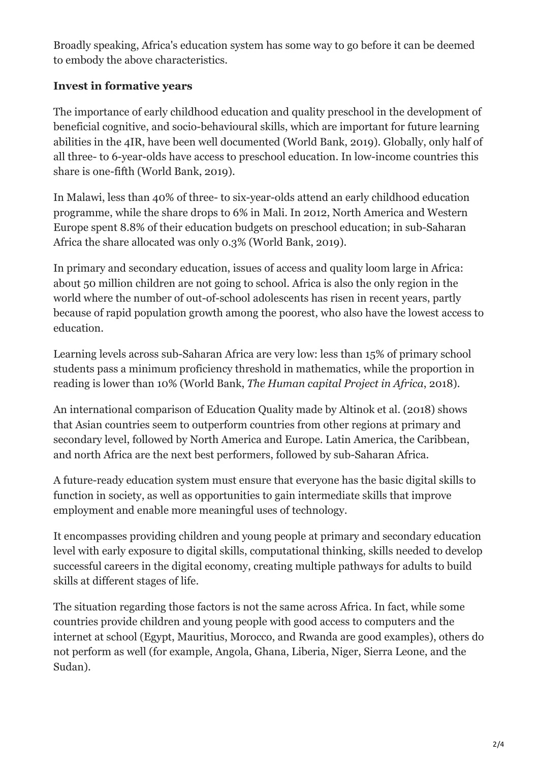Broadly speaking, Africa's education system has some way to go before it can be deemed to embody the above characteristics.

**Invest in formative years**

The importance of early childhood education and quality preschool in the development of beneficial cognitive, and socio-behavioural skills, which are important for future learning abilities in the 4IR, have been well documented (World Bank, 2019). Globally, only half of all three- to 6-year-olds have access to preschool education. In low-income countries this share is one-fifth (World Bank, 2019).

In Malawi, less than 40% of three- to six-year-olds attend an early childhood education programme, while the share drops to 6% in Mali. In 2012, North America and Western Europe spent 8.8% of their education budgets on preschool education; in sub-Saharan Africa the share allocated was only 0.3% (World Bank, 2019).

In primary and secondary education, issues of access and quality loom large in Africa: about 50 million children are not going to school. Africa is also the only region in the world where the number of out-of-school adolescents has risen in recent years, partly because of rapid population growth among the poorest, who also have the lowest access to education.

Learning levels across sub-Saharan Africa are very low: less than 15% of primary school students pass a minimum proficiency threshold in mathematics, while the proportion in reading is lower than 10% (World Bank, *The Human capital Project in Africa*, 2018).

An international comparison of Education Quality made by Altinok et al. (2018) shows that Asian countries seem to outperform countries from other regions at primary and secondary level, followed by North America and Europe. Latin America, the Caribbean, and north Africa are the next best performers, followed by sub-Saharan Africa.

A future-ready education system must ensure that everyone has the basic digital skills to function in society, as well as opportunities to gain intermediate skills that improve employment and enable more meaningful uses of technology.

It encompasses providing children and young people at primary and secondary education level with early exposure to digital skills, computational thinking, skills needed to develop successful careers in the digital economy, creating multiple pathways for adults to build skills at different stages of life.

The situation regarding those factors is not the same across Africa. In fact, while some countries provide children and young people with good access to computers and the internet at school (Egypt, Mauritius, Morocco, and Rwanda are good examples), others do not perform as well (for example, Angola, Ghana, Liberia, Niger, Sierra Leone, and the Sudan).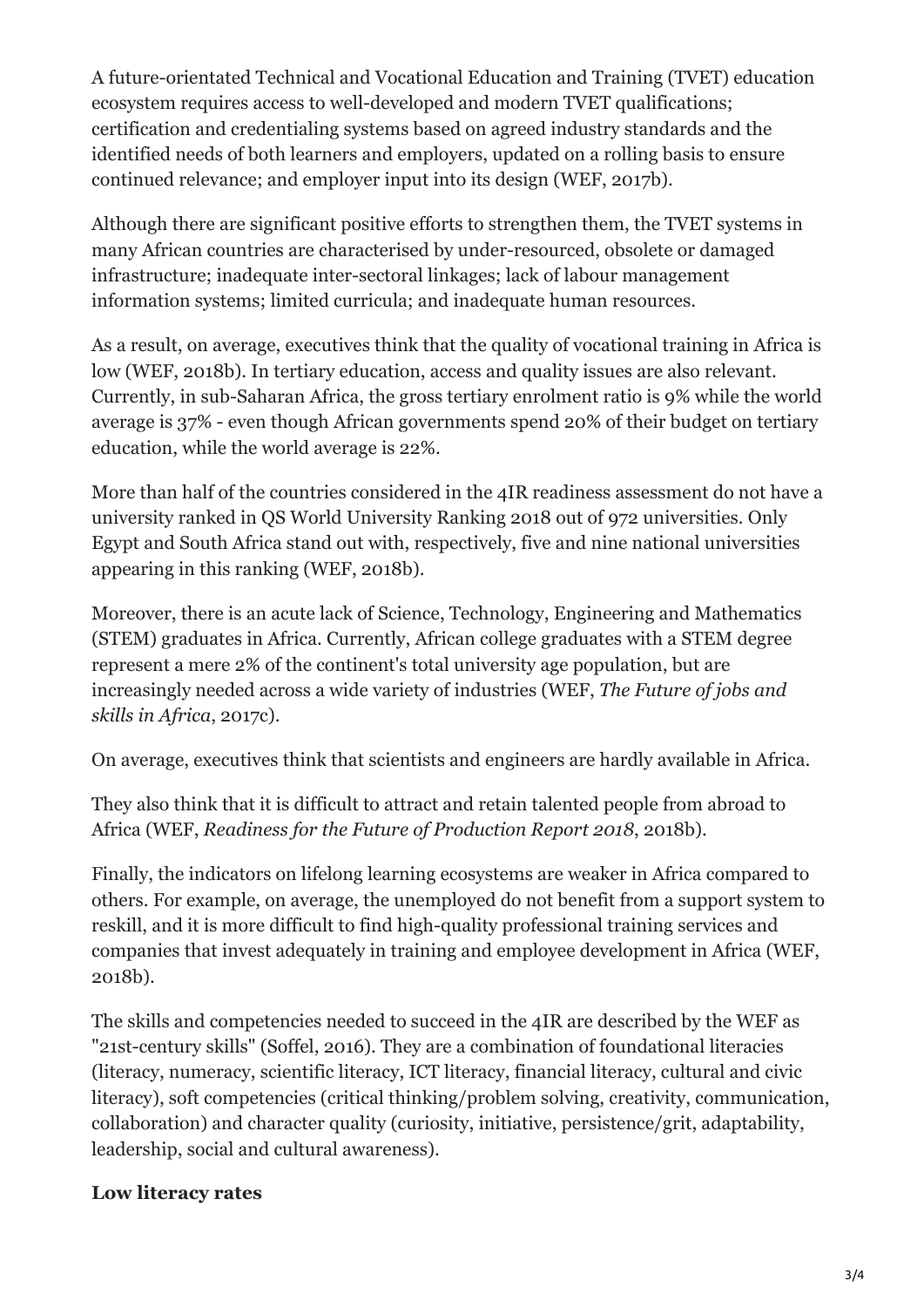A future-orientated Technical and Vocational Education and Training (TVET) education ecosystem requires access to well-developed and modern TVET qualifications; certification and credentialing systems based on agreed industry standards and the identified needs of both learners and employers, updated on a rolling basis to ensure continued relevance; and employer input into its design (WEF, 2017b).

Although there are significant positive efforts to strengthen them, the TVET systems in many African countries are characterised by under-resourced, obsolete or damaged infrastructure; inadequate inter-sectoral linkages; lack of labour management information systems; limited curricula; and inadequate human resources.

As a result, on average, executives think that the quality of vocational training in Africa is low (WEF, 2018b). In tertiary education, access and quality issues are also relevant. Currently, in sub-Saharan Africa, the gross tertiary enrolment ratio is 9% while the world average is 37% - even though African governments spend 20% of their budget on tertiary education, while the world average is 22%.

More than half of the countries considered in the 4IR readiness assessment do not have a university ranked in QS World University Ranking 2018 out of 972 universities. Only Egypt and South Africa stand out with, respectively, five and nine national universities appearing in this ranking (WEF, 2018b).

Moreover, there is an acute lack of Science, Technology, Engineering and Mathematics (STEM) graduates in Africa. Currently, African college graduates with a STEM degree represent a mere 2% of the continent's total university age population, but are increasingly needed across a wide variety of industries (WEF, *The Future of jobs and skills in Africa*, 2017c).

On average, executives think that scientists and engineers are hardly available in Africa.

They also think that it is difficult to attract and retain talented people from abroad to Africa (WEF, *Readiness for the Future of Production Report 2018*, 2018b).

Finally, the indicators on lifelong learning ecosystems are weaker in Africa compared to others. For example, on average, the unemployed do not benefit from a support system to reskill, and it is more difficult to find high-quality professional training services and companies that invest adequately in training and employee development in Africa (WEF, 2018b).

The skills and competencies needed to succeed in the 4IR are described by the WEF as "21st-century skills" (Soffel, 2016). They are a combination of foundational literacies (literacy, numeracy, scientific literacy, ICT literacy, financial literacy, cultural and civic literacy), soft competencies (critical thinking/problem solving, creativity, communication, collaboration) and character quality (curiosity, initiative, persistence/grit, adaptability, leadership, social and cultural awareness).

**Low literacy rates**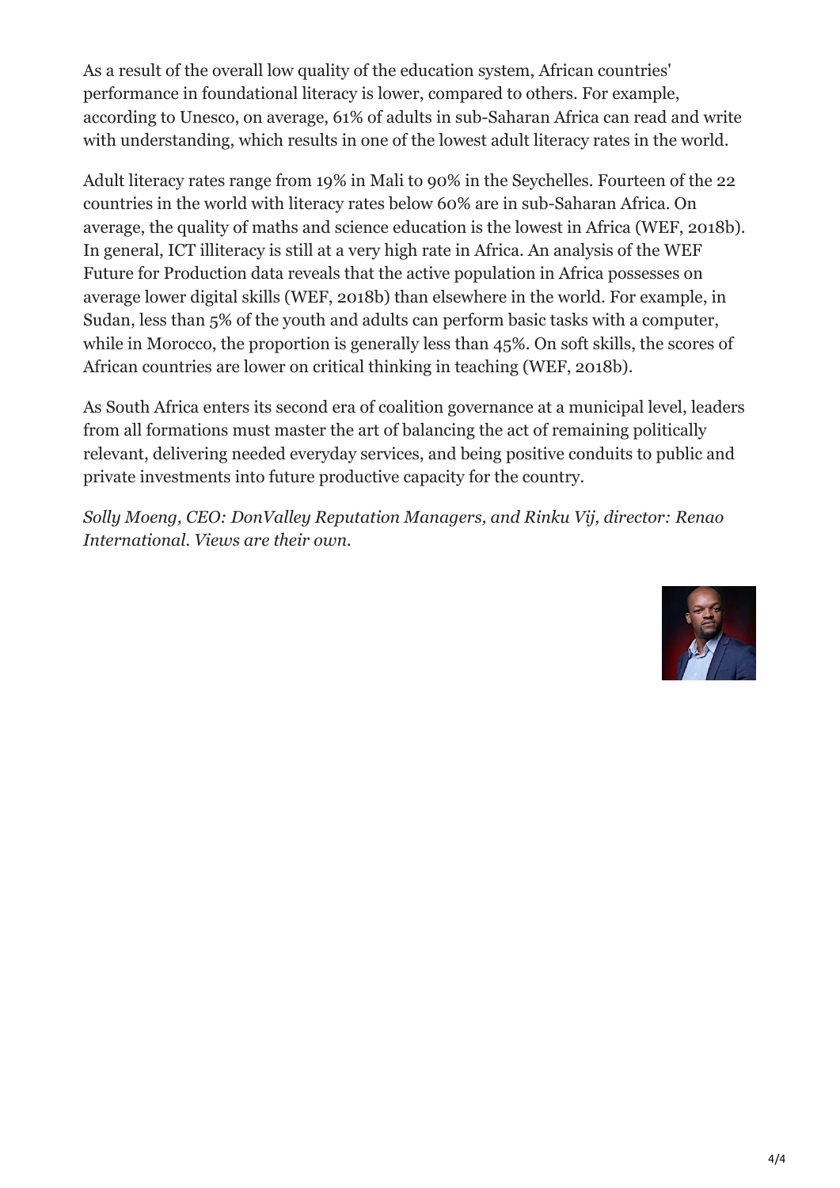As a result of the overall low quality of the education system, African countries' performance in foundational literacy is lower, compared to others. For example, according to Unesco, on average, 61% of adults in sub-Saharan Africa can read and write with understanding, which results in one of the lowest adult literacy rates in the world.

Adult literacy rates range from 19% in Mali to 90% in the Seychelles. Fourteen of the 22 countries in the world with literacy rates below 60% are in sub-Saharan Africa. On average, the quality of maths and science education is the lowest in Africa (WEF, 2018b). In general, ICT illiteracy is still at a very high rate in Africa. An analysis of the WEF Future for Production data reveals that the active population in Africa possesses on average lower digital skills (WEF, 2018b) than elsewhere in the world. For example, in Sudan, less than 5% of the youth and adults can perform basic tasks with a computer, while in Morocco, the proportion is generally less than 45%. On soft skills, the scores of African countries are lower on critical thinking in teaching (WEF, 2018b).

As South Africa enters its second era of coalition governance at a municipal level, leaders from all formations must master the art of balancing the act of remaining politically relevant, delivering needed everyday services, and being positive conduits to public and private investments into future productive capacity for the country.

*Solly Moeng, CEO: DonValley Reputation Managers, and Rinku Vij, director: Renao International. Views are their own.*